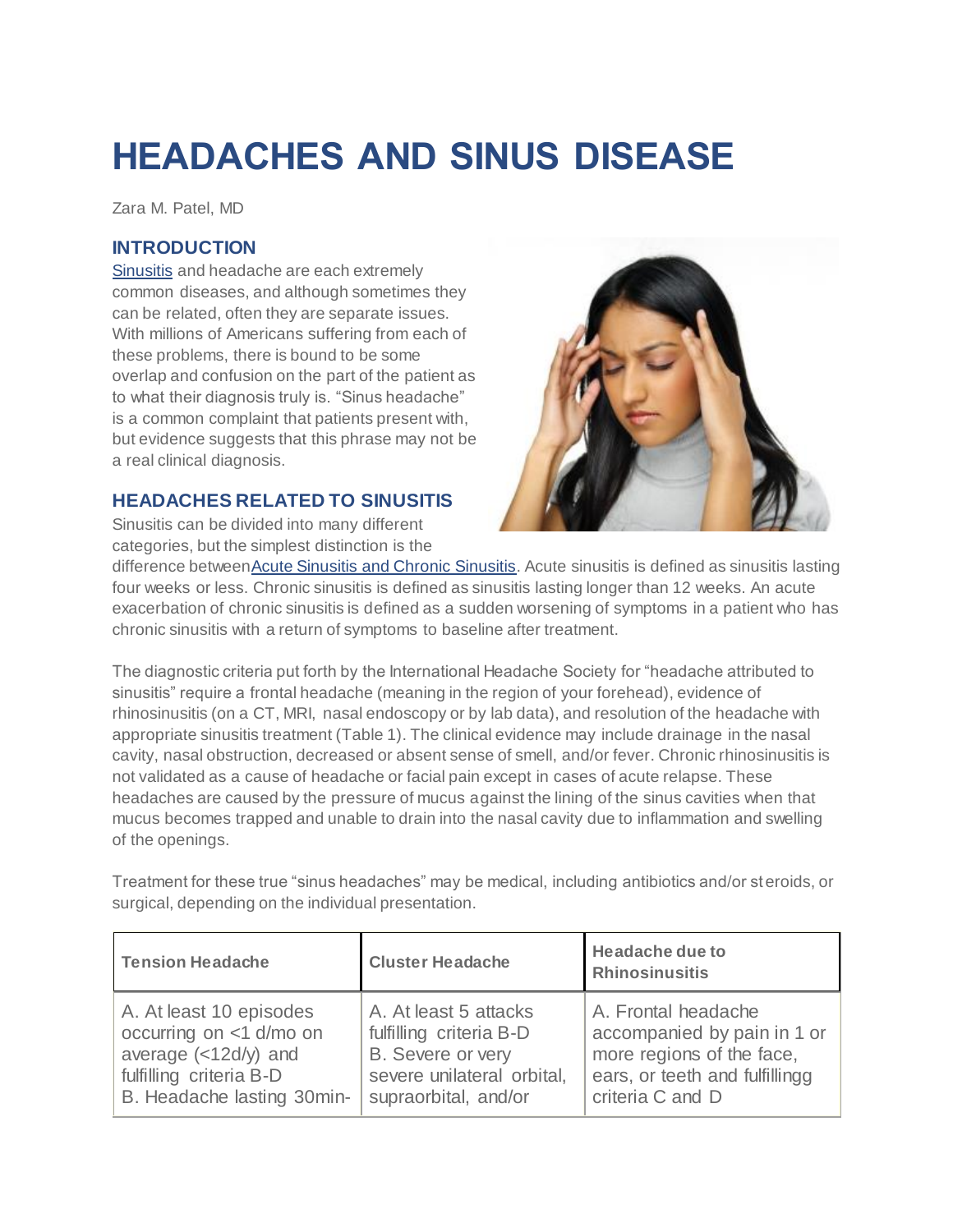# HEADACHES AND SINUS DISEASE

Zara M. Patel, MD

## INTRODUCTION

Sinusitis and headache are each extremely common diseases, and although sometimes they can be related, often they are separate issues. With millions of Americans suffering from each of these problems, there is bound to be some overlap and confusion on the part of the patient as to what their diagnosis truly is. "Sinus headache" is a common complaint that patients present with, but evidence suggests that this phrase may not be a real clinical diagnosis.

## HEADACHES RELATED TO SINUSITIS

Sinusitis can be divided into many different categories, but the simplest distinction is the difference betweenAcute Sinusitis and Chronic Sinusitis. Acute sinusitis is defined as sinusitis lasting four weeks or less. Chronic sinusitis is defined as sinusitis lasting longer than 12 weeks. An acute exacerbation of chronic sinusitis is defined as a sudden worsening of symptoms in a patient who has chronic sinusitis with a return of symptoms to baseline after treatment.

The diagnostic criteria put forth by the International Headache Society for "headache attributed to sinusitis" require a frontal headache (meaning in the region of your forehead), evidence of rhinosinusitis (on a CT, MRI, nasal endoscopy or by lab data), and resolution of the headache with appropriate sinusitis treatment (Table 1). The clinical evidence may include drainage in the nasal cavity, nasal obstruction, decreased or absent sense of smell, and/or fever. Chronic rhinosinusitis is not validated as a cause of headache or facial pain except in cases of acute relapse. These headaches are caused by the pressure of mucus against the lining of the sinus cavities when that mucus becomes trapped and unable to drain into the nasal cavity due to inflammation and swelling of the openings.

Treatment for these true "sinus headaches" may be medical, including antibiotics and/or steroids, or surgical, depending on the individual presentation.

| Tension Headache | Cluster Headache | Headache due to Rhinosinusitis |
|---|---|---|
| A. At least 10 episodes occurring on <1 d/mo on average (<12d/y) and fulfilling criteria B-D<br>B. Headache lasting 30min- | A. At least 5 attacks fulfilling criteria B-D<br>B. Severe or very severe unilateral orbital, supraorbital, and/or | A. Frontal headache accompanied by pain in 1 or more regions of the face, ears, or teeth and fulfillingg criteria C and D |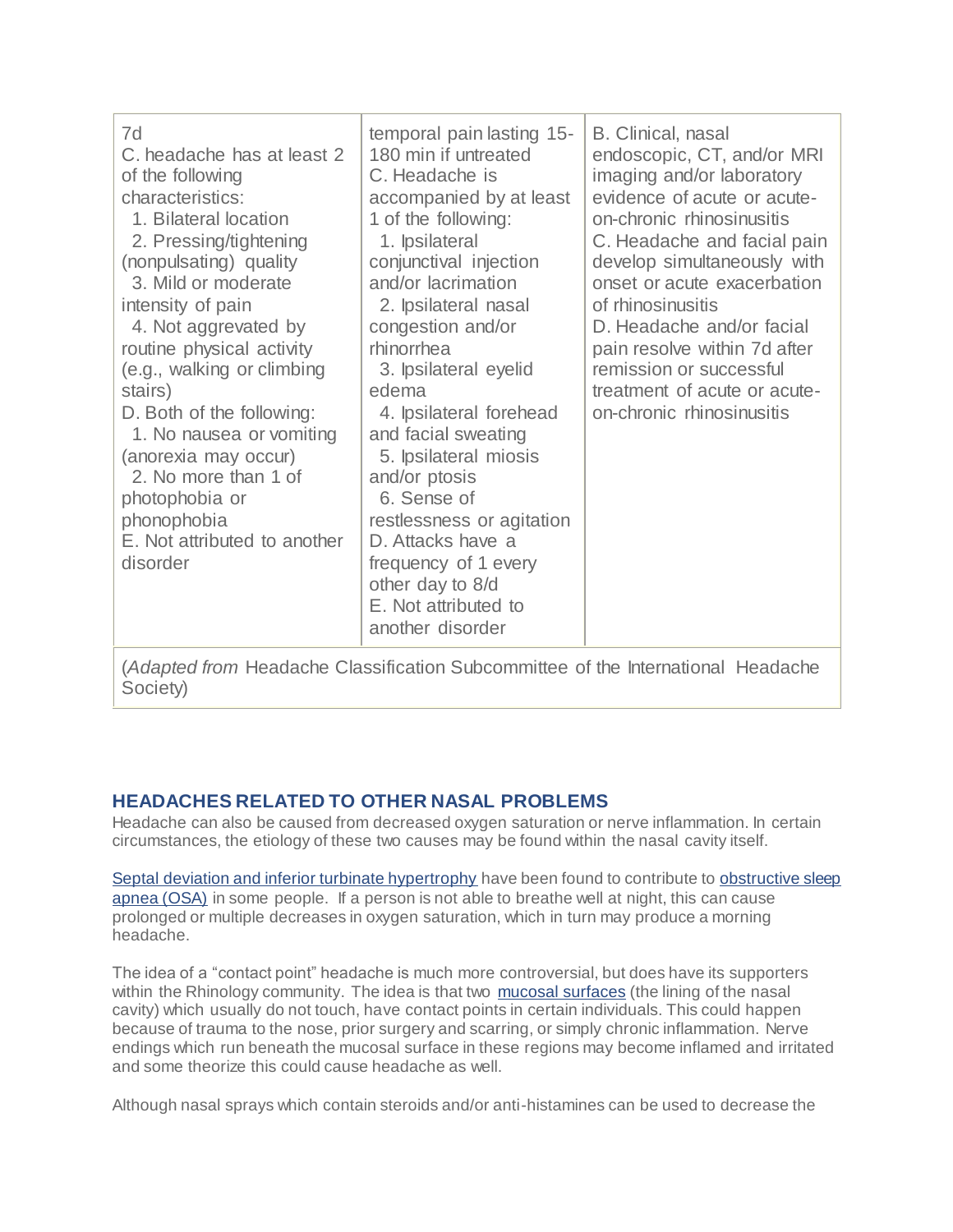| | | |
|---|---|---|
| 7d<br>C. headache has at least 2 of the following characteristics:<br>1. Bilateral location<br>2. Pressing/tightening (nonpulsating) quality<br>3. Mild or moderate intensity of pain<br>4. Not aggravated by routine physical activity (e.g., walking or climbing stairs)<br>D. Both of the following:<br>1. No nausea or vomiting (anorexia may occur)<br>2. No more than 1 of photophobia or phonophobia<br>E. Not attributed to another disorder | temporal pain lasting 15-180 min if untreated<br>C. Headache is accompanied by at least 1 of the following:<br>1. Ipsilateral conjunctival injection and/or lacrimation<br>2. Ipsilateral nasal congestion and/or rhinorrhea<br>3. Ipsilateral eyelid edema<br>4. Ipsilateral forehead and facial sweating<br>5. Ipsilateral miosis and/or ptosis<br>6. Sense of restlessness or agitation<br>D. Attacks have a frequency of 1 every other day to 8/d<br>E. Not attributed to another disorder | B. Clinical, nasal endoscopic, CT, and/or MRI imaging and/or laboratory evidence of acute or acute-on-chronic rhinosinusitis<br>C. Headache and facial pain develop simultaneously with onset or acute exacerbation of rhinosinusitis<br>D. Headache and/or facial pain resolve within 7d after remission or successful treatment of acute or acute-on-chronic rhinosinusitis |
| (*Adapted from* Headache Classification Subcommittee of the International Headache Society) | | |

## HEADACHES RELATED TO OTHER NASAL PROBLEMS

Headache can also be caused from decreased oxygen saturation or nerve inflammation. In certain circumstances, the etiology of these two causes may be found within the nasal cavity itself.

Septal deviation and inferior turbinate hypertrophy have been found to contribute to obstructive sleep apnea (OSA) in some people. If a person is not able to breathe well at night, this can cause prolonged or multiple decreases in oxygen saturation, which in turn may produce a morning headache.

The idea of a "contact point" headache is much more controversial, but does have its supporters within the Rhinology community. The idea is that two mucosal surfaces (the lining of the nasal cavity) which usually do not touch, have contact points in certain individuals. This could happen because of trauma to the nose, prior surgery and scarring, or simply chronic inflammation. Nerve endings which run beneath the mucosal surface in these regions may become inflamed and irritated and some theorize this could cause headache as well.

Although nasal sprays which contain steroids and/or anti-histamines can be used to decrease the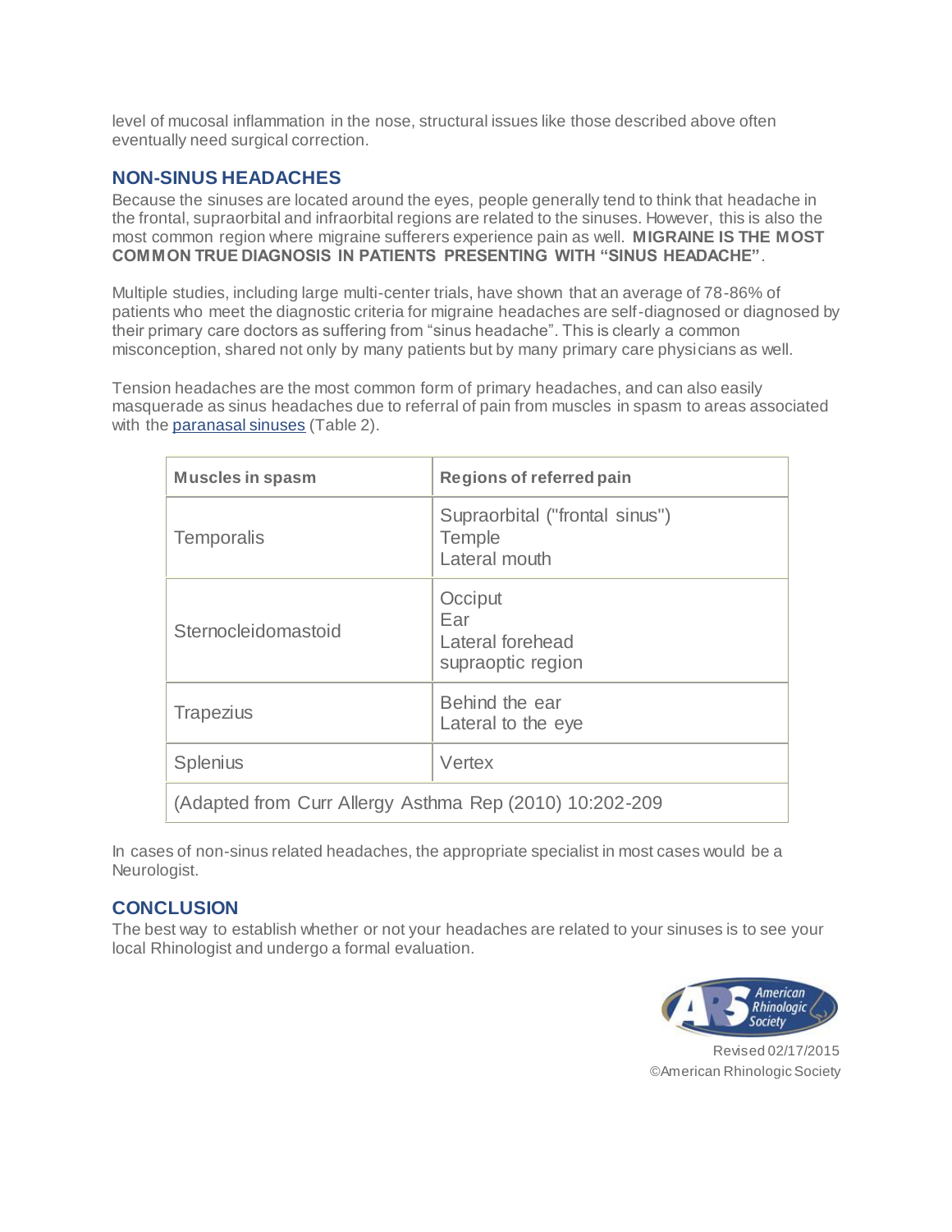level of mucosal inflammation in the nose, structural issues like those described above often eventually need surgical correction.

## NON-SINUS HEADACHES

Because the sinuses are located around the eyes, people generally tend to think that headache in the frontal, supraorbital and infraorbital regions are related to the sinuses. However, this is also the most common region where migraine sufferers experience pain as well. **MIGRAINE IS THE MOST COMMON TRUE DIAGNOSIS IN PATIENTS PRESENTING WITH "SINUS HEADACHE"**.

Multiple studies, including large multi-center trials, have shown that an average of 78-86% of patients who meet the diagnostic criteria for migraine headaches are self-diagnosed or diagnosed by their primary care doctors as suffering from "sinus headache". This is clearly a common misconception, shared not only by many patients but by many primary care physicians as well.

Tension headaches are the most common form of primary headaches, and can also easily masquerade as sinus headaches due to referral of pain from muscles in spasm to areas associated with the paranasal sinuses (Table 2).

| **Muscles in spasm** | **Regions of referred pain** |
|---|---|
| Temporalis | Supraorbital ("frontal sinus")<br>Temple<br>Lateral mouth |
| Sternocleidomastoid | Occiput<br>Ear<br>Lateral forehead<br>supraoptic region |
| Trapezius | Behind the ear<br>Lateral to the eye |
| Splenius | Vertex |
| (Adapted from Curr Allergy Asthma Rep (2010) 10:202-209 | |

In cases of non-sinus related headaches, the appropriate specialist in most cases would be a Neurologist.

## CONCLUSION

The best way to establish whether or not your headaches are related to your sinuses is to see your local Rhinologist and undergo a formal evaluation.

American Rhinologic Society

Revised 02/17/2015

©American Rhinologic Society